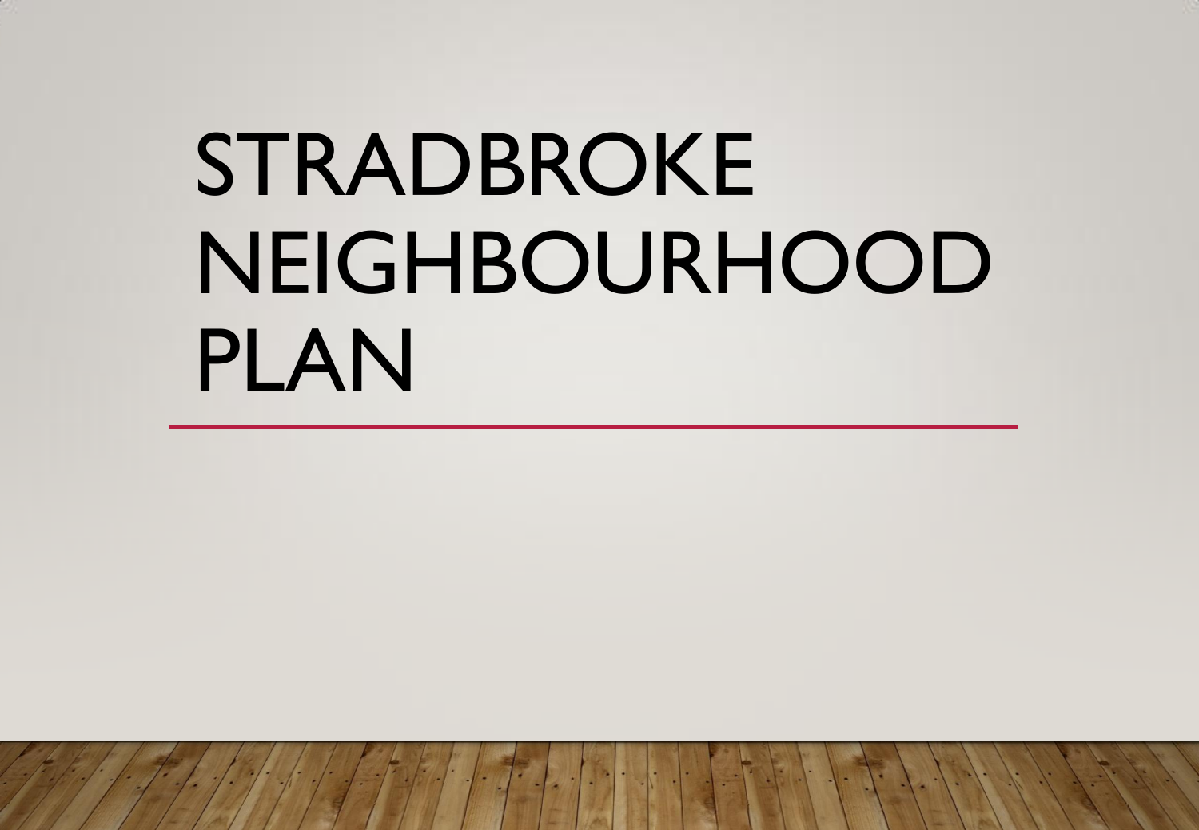# STRADBROKE NEIGHBOURHOOD PLAN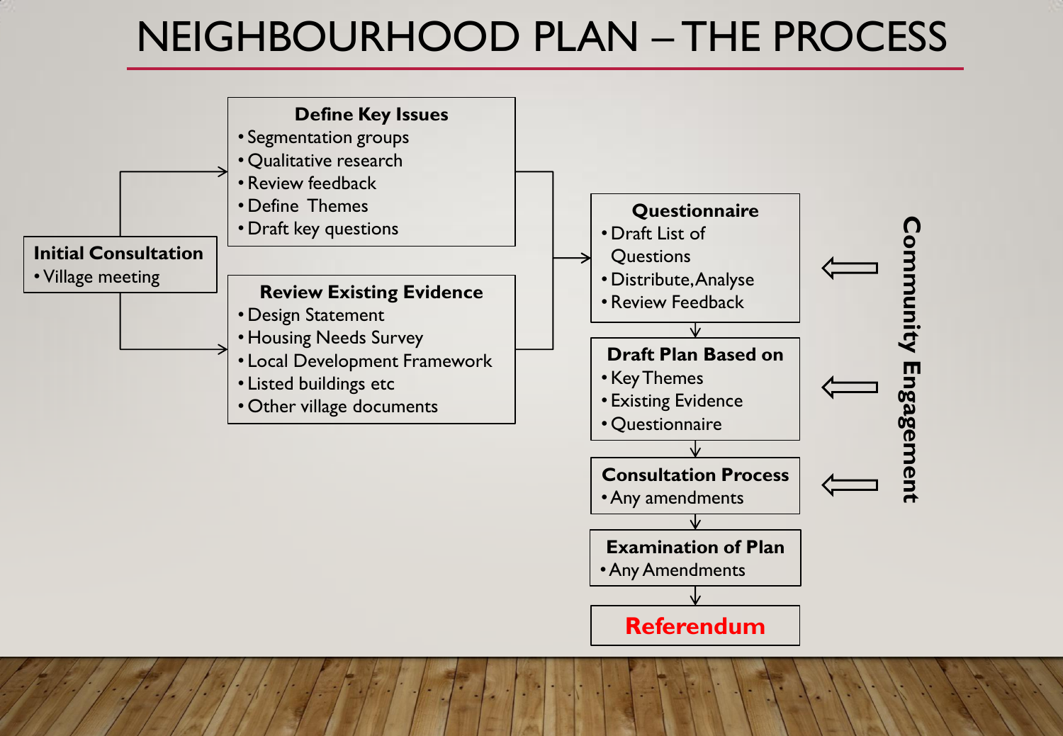# NEIGHBOURHOOD PLAN – THE PROCESS

**Initial Consultation**
- Village meeting

**Define Key Issues**
- Segmentation groups
- Qualitative research
- Review feedback
- Define Themes
- Draft key questions

**Review Existing Evidence**
- Design Statement
- Housing Needs Survey
- Local Development Framework
- Listed buildings etc
- Other village documents

**Questionnaire**
- Draft List of Questions
- Distribute, Analyse
- Review Feedback

**Draft Plan Based on**
- Key Themes
- Existing Evidence
- Questionnaire

**Consultation Process**
- Any amendments

**Examination of Plan**
- Any Amendments

**Referendum**

**Community Engagement**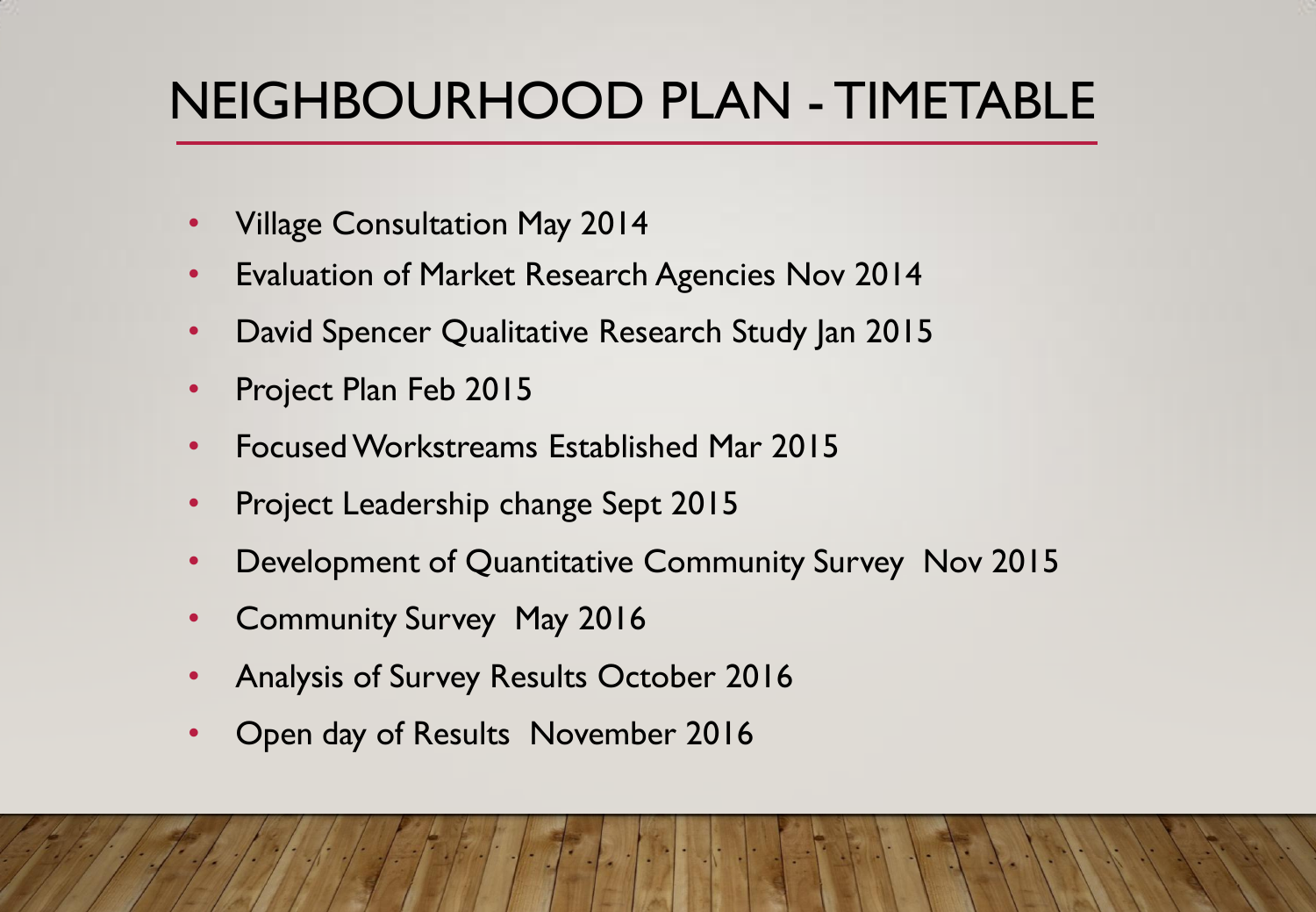# NEIGHBOURHOOD PLAN - TIMETABLE

- Village Consultation May 2014
- Evaluation of Market Research Agencies Nov 2014
- David Spencer Qualitative Research Study Jan 2015
- Project Plan Feb 2015
- Focused Workstreams Established Mar 2015
- Project Leadership change Sept 2015
- Development of Quantitative Community Survey Nov 2015
- Community Survey May 2016
- Analysis of Survey Results October 2016
- Open day of Results November 2016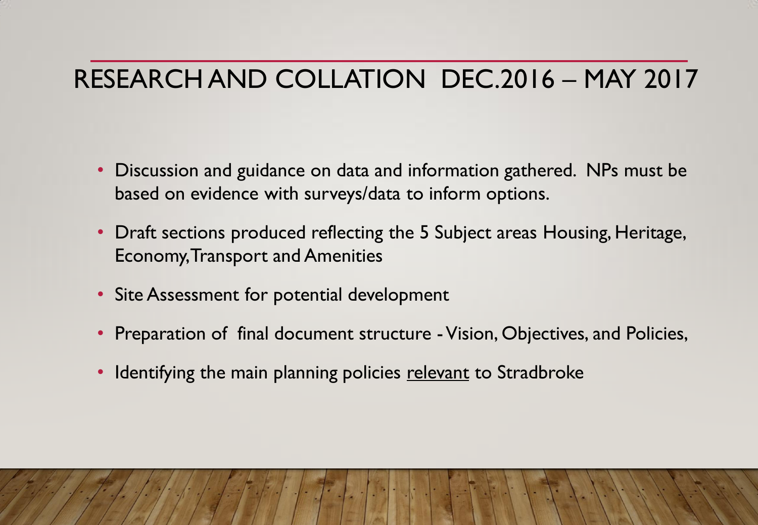# RESEARCH AND COLLATION DEC.2016 – MAY 2017

- Discussion and guidance on data and information gathered. NPs must be based on evidence with surveys/data to inform options.
- Draft sections produced reflecting the 5 Subject areas Housing, Heritage, Economy, Transport and Amenities
- Site Assessment for potential development
- Preparation of final document structure - Vision, Objectives, and Policies,
- Identifying the main planning policies <u>relevant</u> to Stradbroke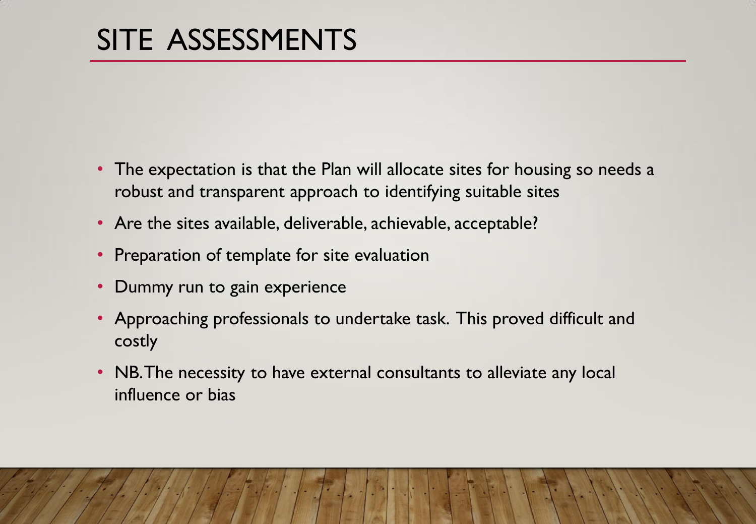# SITE ASSESSMENTS

- The expectation is that the Plan will allocate sites for housing so needs a robust and transparent approach to identifying suitable sites
- Are the sites available, deliverable, achievable, acceptable?
- Preparation of template for site evaluation
- Dummy run to gain experience
- Approaching professionals to undertake task. This proved difficult and costly
- NB. The necessity to have external consultants to alleviate any local influence or bias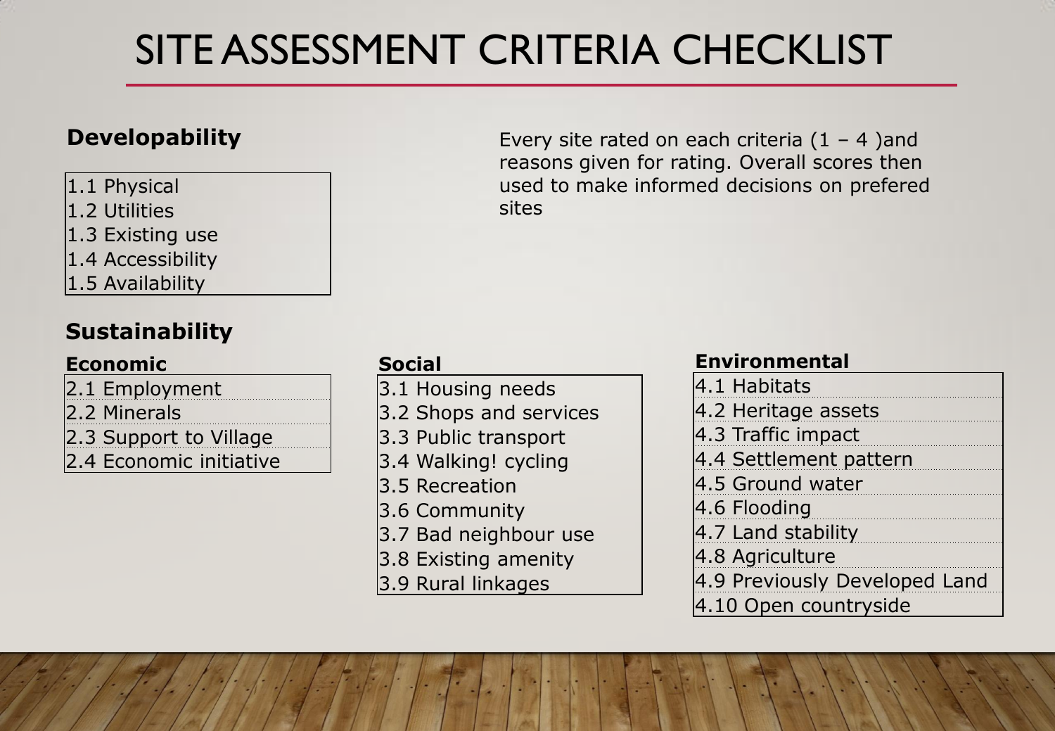# SITE ASSESSMENT CRITERIA CHECKLIST

Every site rated on each criteria (1 – 4 )and reasons given for rating. Overall scores then used to make informed decisions on prefered sites

## Developability

- 1.1 Physical
- 1.2 Utilities
- 1.3 Existing use
- 1.4 Accessibility
- 1.5 Availability

## Sustainability

### Economic

- 2.1 Employment
- 2.2 Minerals
- 2.3 Support to Village
- 2.4 Economic initiative

### Social

- 3.1 Housing needs
- 3.2 Shops and services
- 3.3 Public transport
- 3.4 Walking! cycling
- 3.5 Recreation
- 3.6 Community
- 3.7 Bad neighbour use
- 3.8 Existing amenity
- 3.9 Rural linkages

### Environmental

- 4.1 Habitats
- 4.2 Heritage assets
- 4.3 Traffic impact
- 4.4 Settlement pattern
- 4.5 Ground water
- 4.6 Flooding
- 4.7 Land stability
- 4.8 Agriculture
- 4.9 Previously Developed Land
- 4.10 Open countryside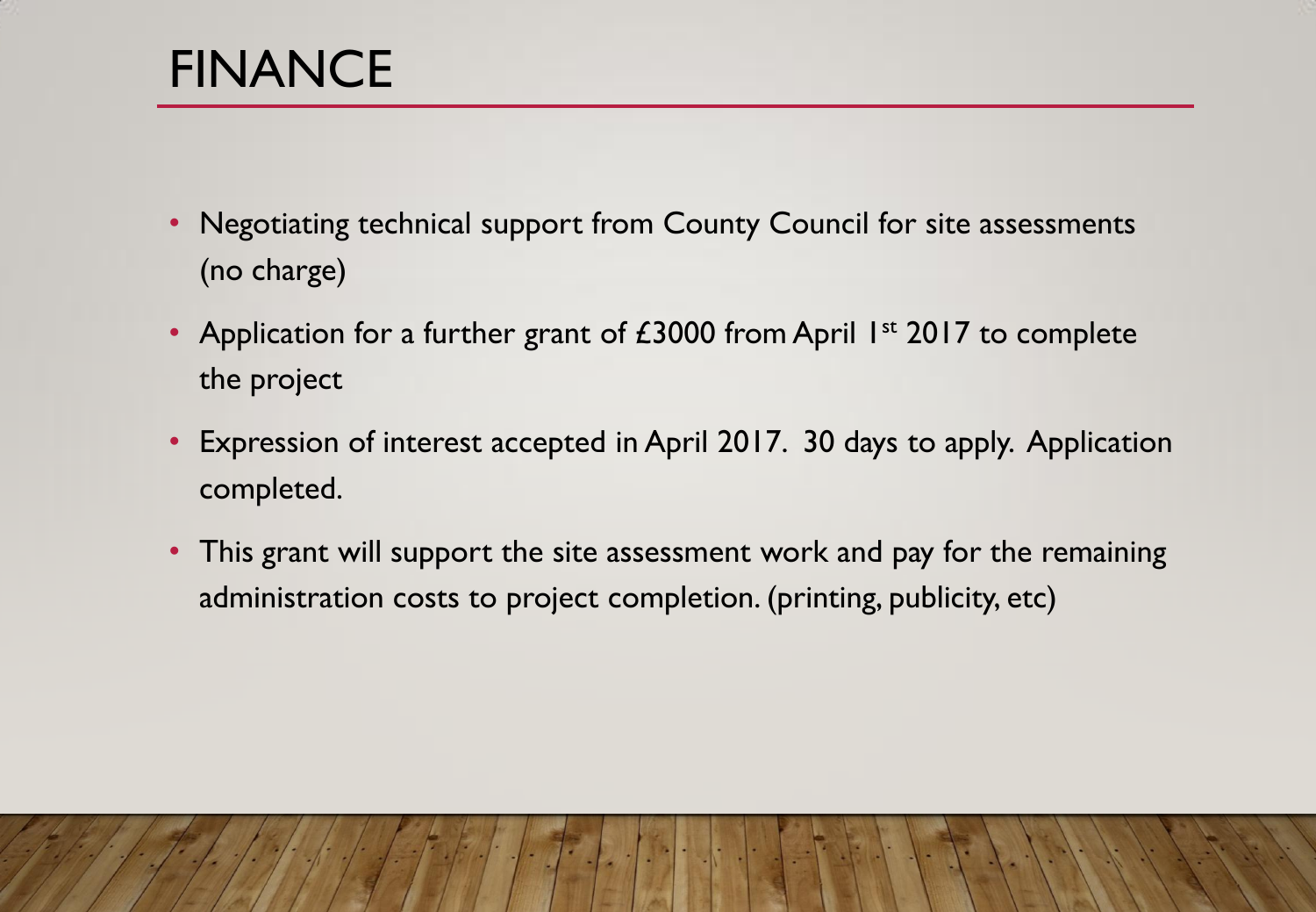# FINANCE

- Negotiating technical support from County Council for site assessments (no charge)
- Application for a further grant of £3000 from April 1st 2017 to complete the project
- Expression of interest accepted in April 2017. 30 days to apply. Application completed.
- This grant will support the site assessment work and pay for the remaining administration costs to project completion. (printing, publicity, etc)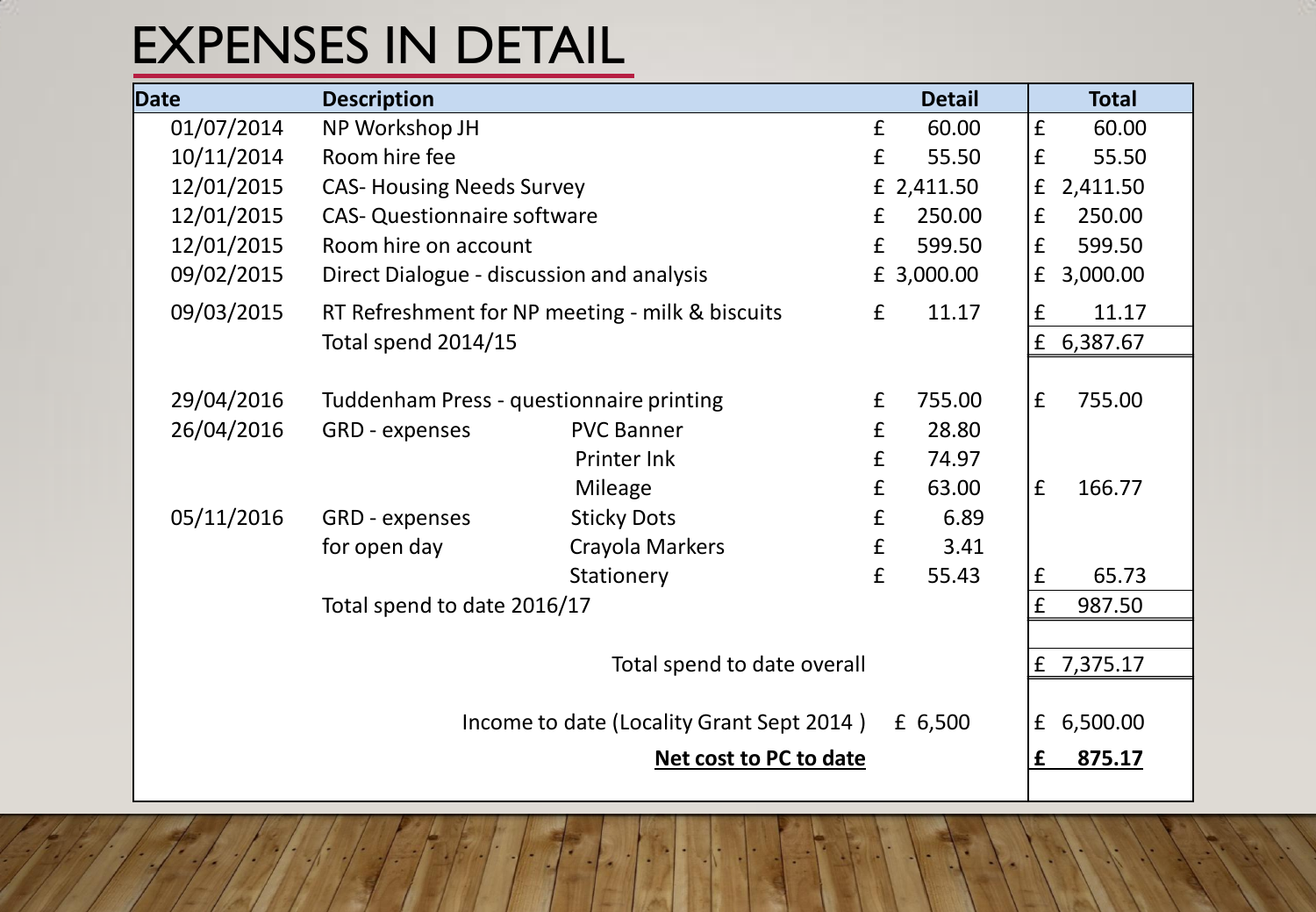# EXPENSES IN DETAIL

| Date | Description | | Detail | Total |
|---|---|---|---|---|
| 01/07/2014 | NP Workshop JH | | £ 60.00 | £ 60.00 |
| 10/11/2014 | Room hire fee | | £ 55.50 | £ 55.50 |
| 12/01/2015 | CAS- Housing Needs Survey | | £ 2,411.50 | £ 2,411.50 |
| 12/01/2015 | CAS- Questionnaire software | | £ 250.00 | £ 250.00 |
| 12/01/2015 | Room hire on account | | £ 599.50 | £ 599.50 |
| 09/02/2015 | Direct Dialogue - discussion and analysis | | £ 3,000.00 | £ 3,000.00 |
| 09/03/2015 | RT Refreshment for NP meeting - milk & biscuits | | £ 11.17 | £ 11.17 |
| | Total spend 2014/15 | | | £ 6,387.67 |
| | | | | |
| 29/04/2016 | Tuddenham Press - questionnaire printing | | £ 755.00 | £ 755.00 |
| 26/04/2016 | GRD - expenses | PVC Banner | £ 28.80 | |
| | | Printer Ink | £ 74.97 | |
| | | Mileage | £ 63.00 | £ 166.77 |
| 05/11/2016 | GRD - expenses | Sticky Dots | £ 6.89 | |
| | for open day | Crayola Markers | £ 3.41 | |
| | | Stationery | £ 55.43 | £ 65.73 |
| | Total spend to date 2016/17 | | | £ 987.50 |
| | | | | |
| | | Total spend to date overall | | £ 7,375.17 |
| | | Income to date (Locality Grant Sept 2014 ) | £ 6,500 | £ 6,500.00 |
| | | **Net cost to PC to date** | | **£ 875.17** |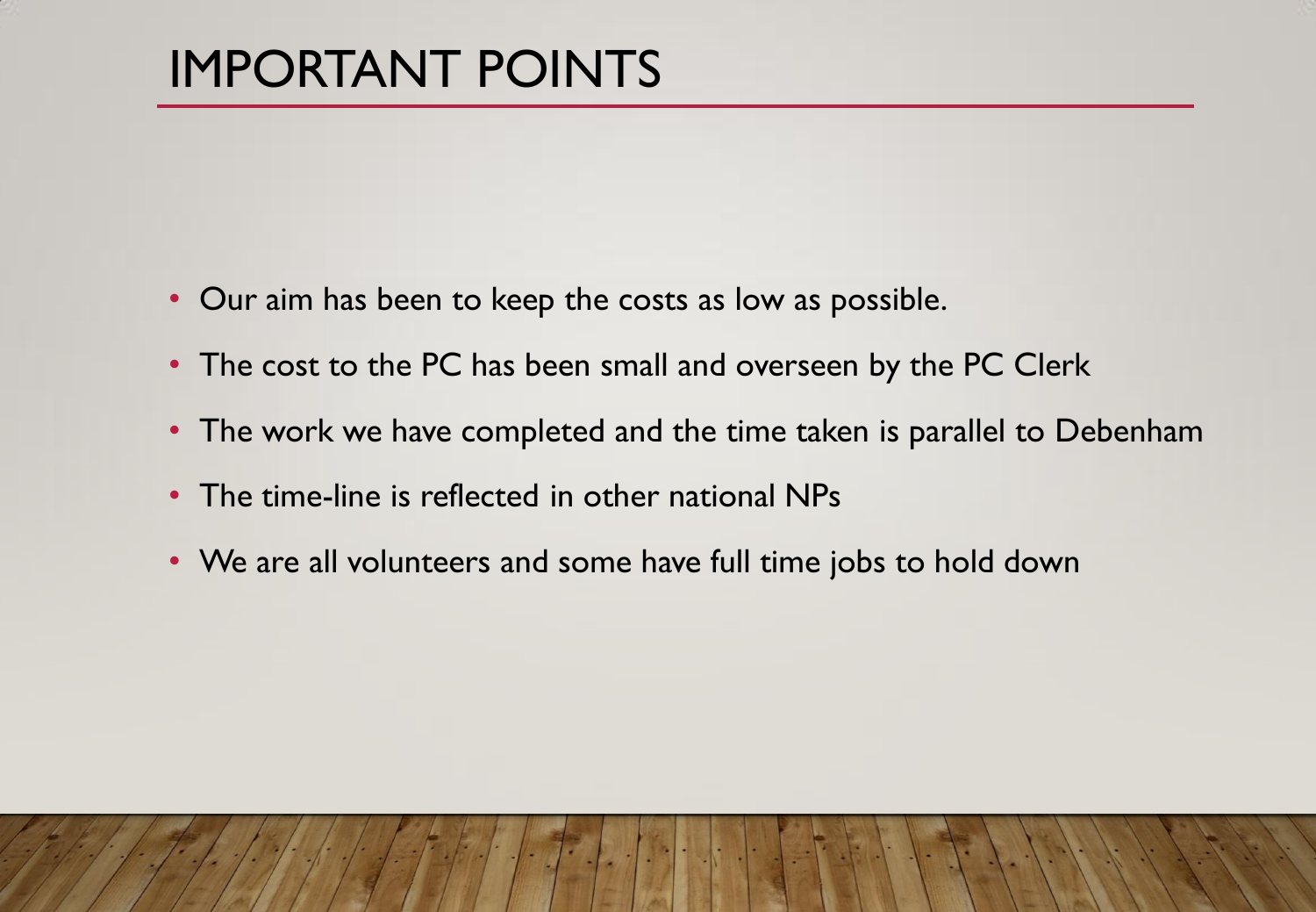# IMPORTANT POINTS

- Our aim has been to keep the costs as low as possible.
- The cost to the PC has been small and overseen by the PC Clerk
- The work we have completed and the time taken is parallel to Debenham
- The time-line is reflected in other national NPs
- We are all volunteers and some have full time jobs to hold down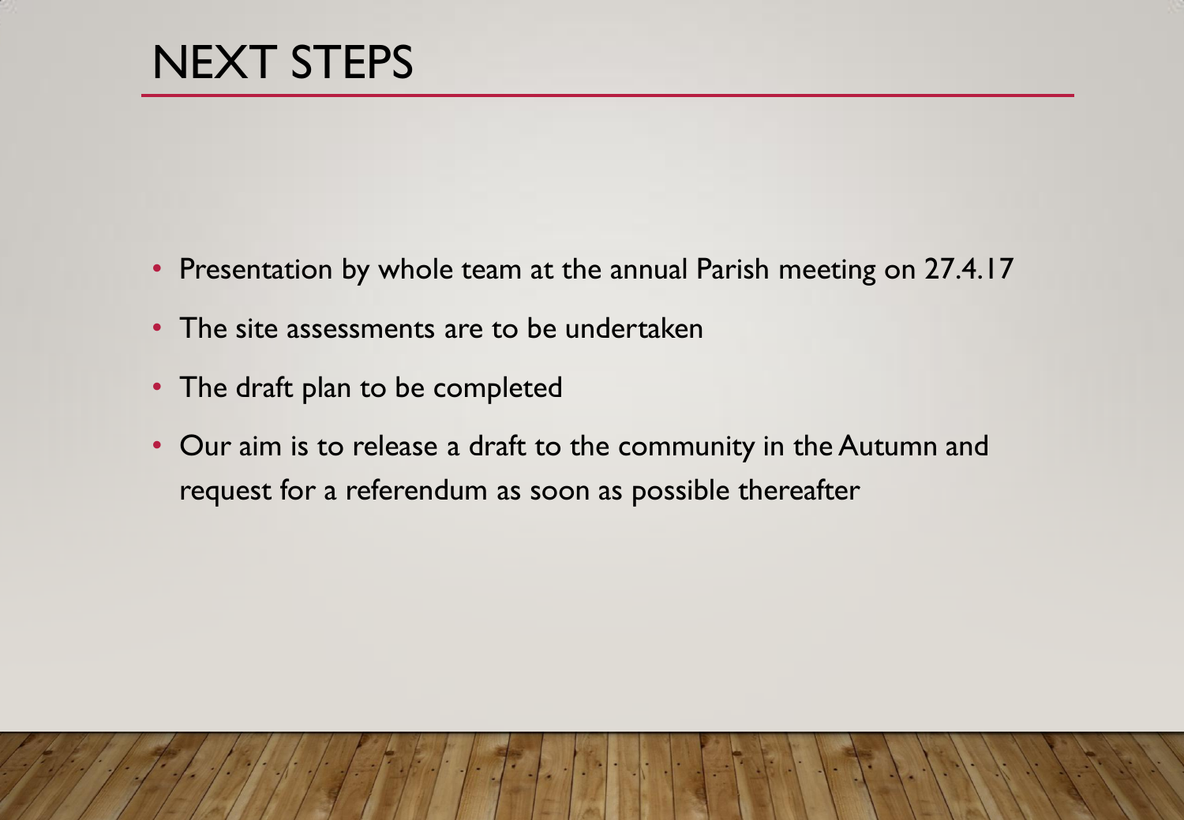# NEXT STEPS

- Presentation by whole team at the annual Parish meeting on 27.4.17
- The site assessments are to be undertaken
- The draft plan to be completed
- Our aim is to release a draft to the community in the Autumn and request for a referendum as soon as possible thereafter